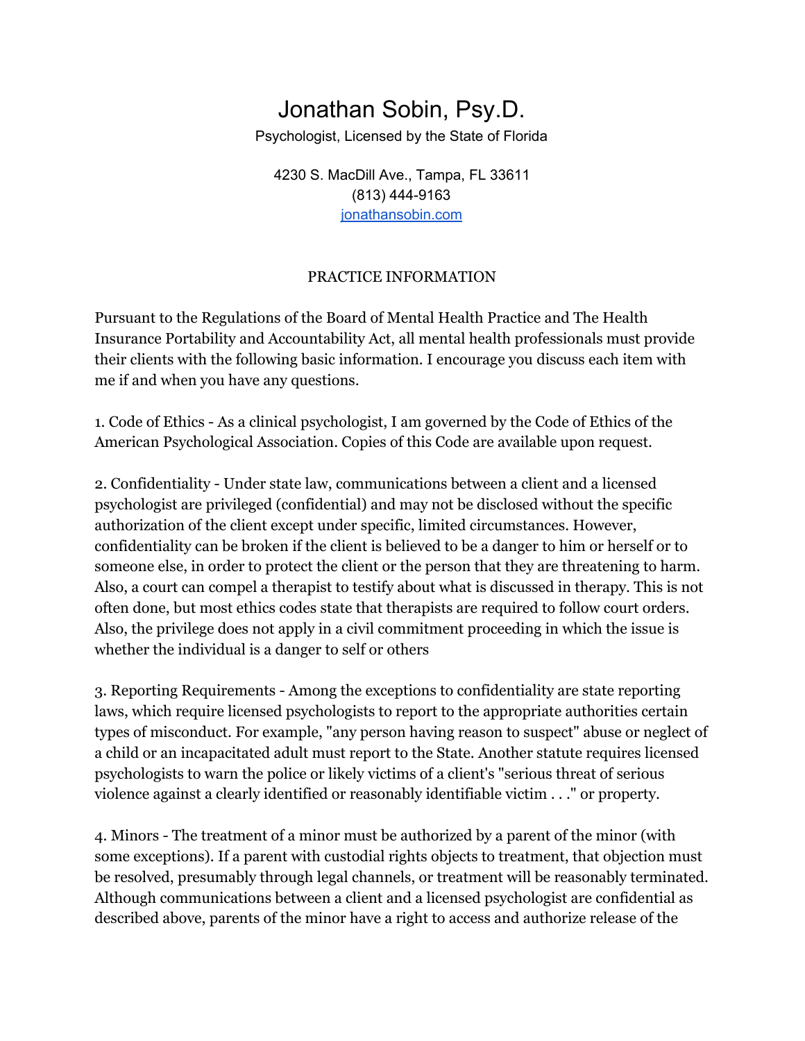# Jonathan Sobin, Psy.D.

Psychologist, Licensed by the State of Florida

4230 S. MacDill Ave., Tampa, FL 33611
(813) 444-9163
[jonathansobin.com](http://jonathansobin.com)

## PRACTICE INFORMATION

Pursuant to the Regulations of the Board of Mental Health Practice and The Health Insurance Portability and Accountability Act, all mental health professionals must provide their clients with the following basic information. I encourage you discuss each item with me if and when you have any questions.

1. Code of Ethics - As a clinical psychologist, I am governed by the Code of Ethics of the American Psychological Association. Copies of this Code are available upon request.

2. Confidentiality - Under state law, communications between a client and a licensed psychologist are privileged (confidential) and may not be disclosed without the specific authorization of the client except under specific, limited circumstances. However, confidentiality can be broken if the client is believed to be a danger to him or herself or to someone else, in order to protect the client or the person that they are threatening to harm. Also, a court can compel a therapist to testify about what is discussed in therapy. This is not often done, but most ethics codes state that therapists are required to follow court orders. Also, the privilege does not apply in a civil commitment proceeding in which the issue is whether the individual is a danger to self or others

3. Reporting Requirements - Among the exceptions to confidentiality are state reporting laws, which require licensed psychologists to report to the appropriate authorities certain types of misconduct. For example, "any person having reason to suspect" abuse or neglect of a child or an incapacitated adult must report to the State. Another statute requires licensed psychologists to warn the police or likely victims of a client's "serious threat of serious violence against a clearly identified or reasonably identifiable victim . . ." or property.

4. Minors - The treatment of a minor must be authorized by a parent of the minor (with some exceptions). If a parent with custodial rights objects to treatment, that objection must be resolved, presumably through legal channels, or treatment will be reasonably terminated. Although communications between a client and a licensed psychologist are confidential as described above, parents of the minor have a right to access and authorize release of the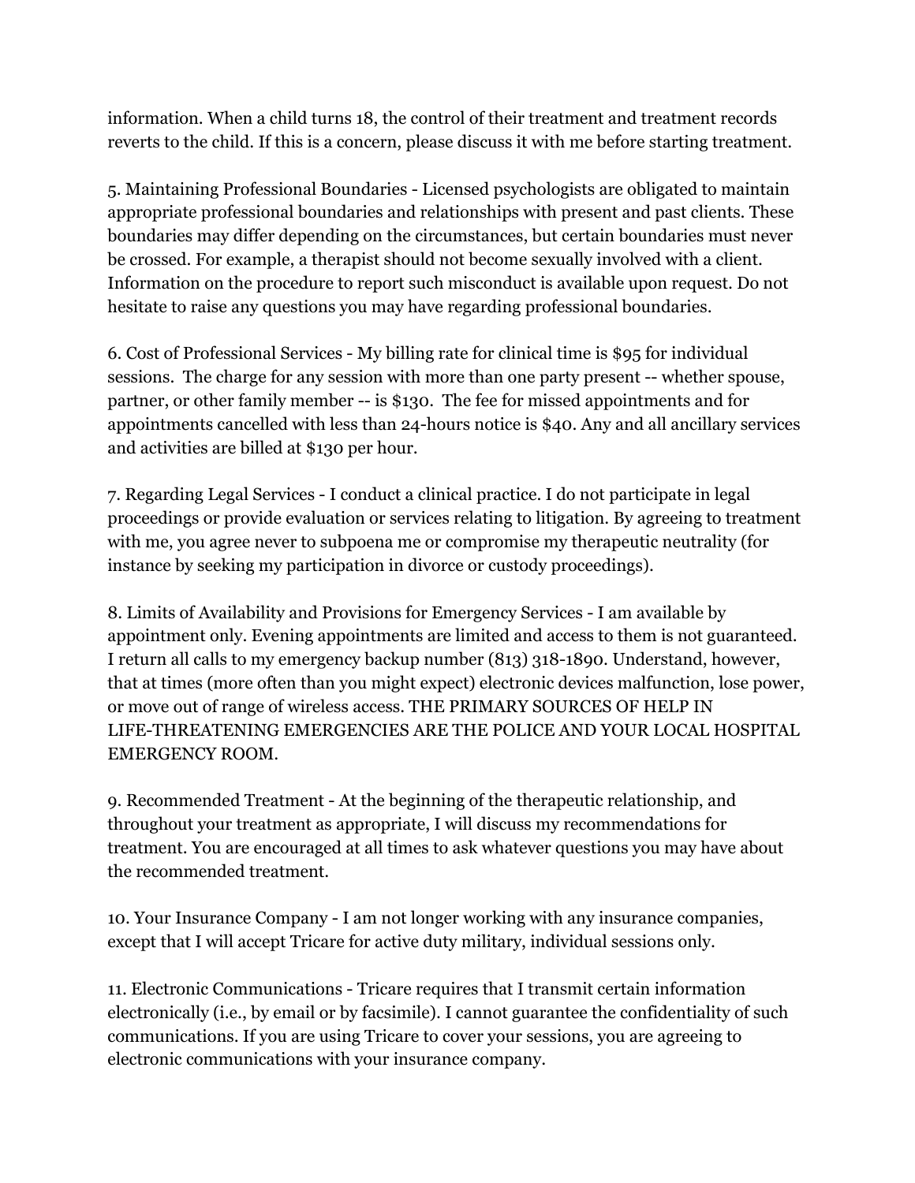information. When a child turns 18, the control of their treatment and treatment records reverts to the child. If this is a concern, please discuss it with me before starting treatment.

5. Maintaining Professional Boundaries - Licensed psychologists are obligated to maintain appropriate professional boundaries and relationships with present and past clients. These boundaries may differ depending on the circumstances, but certain boundaries must never be crossed. For example, a therapist should not become sexually involved with a client. Information on the procedure to report such misconduct is available upon request. Do not hesitate to raise any questions you may have regarding professional boundaries.

6. Cost of Professional Services - My billing rate for clinical time is $95 for individual sessions. The charge for any session with more than one party present -- whether spouse, partner, or other family member -- is $130. The fee for missed appointments and for appointments cancelled with less than 24-hours notice is $40. Any and all ancillary services and activities are billed at $130 per hour.

7. Regarding Legal Services - I conduct a clinical practice. I do not participate in legal proceedings or provide evaluation or services relating to litigation. By agreeing to treatment with me, you agree never to subpoena me or compromise my therapeutic neutrality (for instance by seeking my participation in divorce or custody proceedings).

8. Limits of Availability and Provisions for Emergency Services - I am available by appointment only. Evening appointments are limited and access to them is not guaranteed. I return all calls to my emergency backup number (813) 318-1890. Understand, however, that at times (more often than you might expect) electronic devices malfunction, lose power, or move out of range of wireless access. THE PRIMARY SOURCES OF HELP IN LIFE-THREATENING EMERGENCIES ARE THE POLICE AND YOUR LOCAL HOSPITAL EMERGENCY ROOM.

9. Recommended Treatment - At the beginning of the therapeutic relationship, and throughout your treatment as appropriate, I will discuss my recommendations for treatment. You are encouraged at all times to ask whatever questions you may have about the recommended treatment.

10. Your Insurance Company - I am not longer working with any insurance companies, except that I will accept Tricare for active duty military, individual sessions only.

11. Electronic Communications - Tricare requires that I transmit certain information electronically (i.e., by email or by facsimile). I cannot guarantee the confidentiality of such communications. If you are using Tricare to cover your sessions, you are agreeing to electronic communications with your insurance company.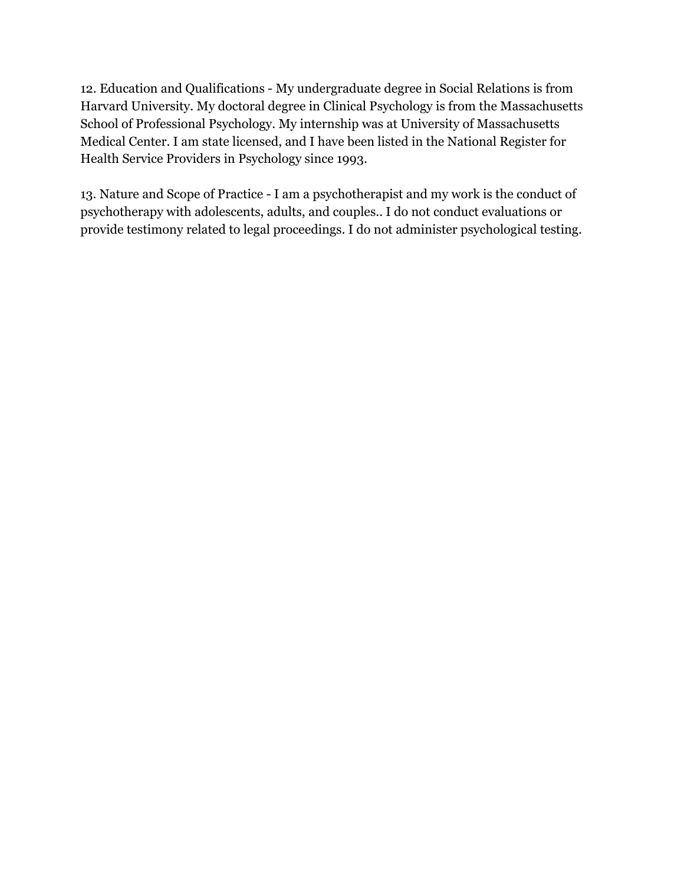12. Education and Qualifications - My undergraduate degree in Social Relations is from Harvard University. My doctoral degree in Clinical Psychology is from the Massachusetts School of Professional Psychology. My internship was at University of Massachusetts Medical Center. I am state licensed, and I have been listed in the National Register for Health Service Providers in Psychology since 1993.

13. Nature and Scope of Practice - I am a psychotherapist and my work is the conduct of psychotherapy with adolescents, adults, and couples.. I do not conduct evaluations or provide testimony related to legal proceedings. I do not administer psychological testing.